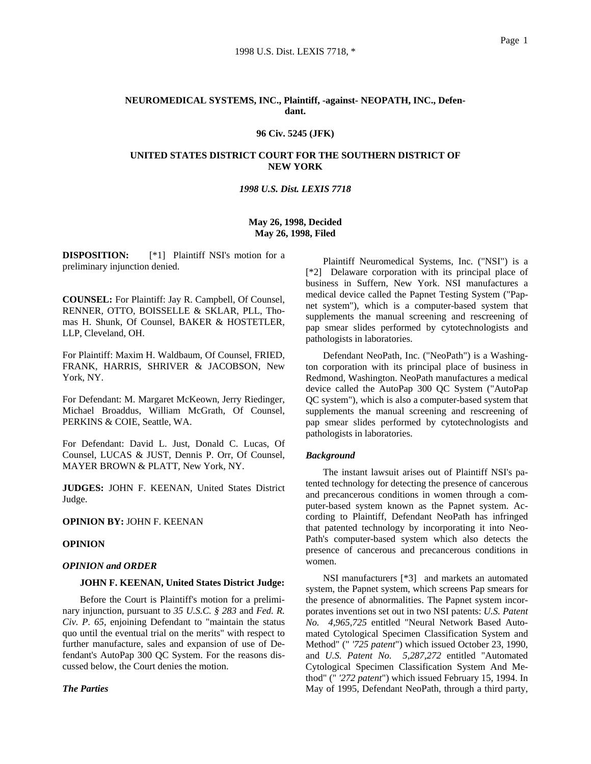**NEUROMEDICAL SYSTEMS, INC., Plaintiff, -against- NEOPATH, INC., Defendant.**

**96 Civ. 5245 (JFK)**

**UNITED STATES DISTRICT COURT FOR THE SOUTHERN DISTRICT OF NEW YORK**

***1998 U.S. Dist. LEXIS 7718***

**May 26, 1998, Decided**
**May 26, 1998, Filed**

**DISPOSITION:** [*1] Plaintiff NSI's motion for a preliminary injunction denied.

**COUNSEL:** For Plaintiff: Jay R. Campbell, Of Counsel, RENNER, OTTO, BOISSELLE & SKLAR, PLL, Thomas H. Shunk, Of Counsel, BAKER & HOSTETLER, LLP, Cleveland, OH.

For Plaintiff: Maxim H. Waldbaum, Of Counsel, FRIED, FRANK, HARRIS, SHRIVER & JACOBSON, New York, NY.

For Defendant: M. Margaret McKeown, Jerry Riedinger, Michael Broaddus, William McGrath, Of Counsel, PERKINS & COIE, Seattle, WA.

For Defendant: David L. Just, Donald C. Lucas, Of Counsel, LUCAS & JUST, Dennis P. Orr, Of Counsel, MAYER BROWN & PLATT, New York, NY.

**JUDGES:** JOHN F. KEENAN, United States District Judge.

**OPINION BY:** JOHN F. KEENAN

**OPINION**

***OPINION and ORDER***

**JOHN F. KEENAN, United States District Judge:**

Before the Court is Plaintiff's motion for a preliminary injunction, pursuant to *35 U.S.C. § 283* and *Fed. R. Civ. P. 65*, enjoining Defendant to "maintain the status quo until the eventual trial on the merits" with respect to further manufacture, sales and expansion of use of Defendant's AutoPap 300 QC System. For the reasons discussed below, the Court denies the motion.

***The Parties***

Plaintiff Neuromedical Systems, Inc. ("NSI") is a [*2] Delaware corporation with its principal place of business in Suffern, New York. NSI manufactures a medical device called the Papnet Testing System ("Papnet system"), which is a computer-based system that supplements the manual screening and rescreening of pap smear slides performed by cytotechnologists and pathologists in laboratories.

Defendant NeoPath, Inc. ("NeoPath") is a Washington corporation with its principal place of business in Redmond, Washington. NeoPath manufactures a medical device called the AutoPap 300 QC System ("AutoPap QC system"), which is also a computer-based system that supplements the manual screening and rescreening of pap smear slides performed by cytotechnologists and pathologists in laboratories.

***Background***

The instant lawsuit arises out of Plaintiff NSI's patented technology for detecting the presence of cancerous and precancerous conditions in women through a computer-based system known as the Papnet system. According to Plaintiff, Defendant NeoPath has infringed that patented technology by incorporating it into NeoPath's computer-based system which also detects the presence of cancerous and precancerous conditions in women.

NSI manufacturers [*3] and markets an automated system, the Papnet system, which screens Pap smears for the presence of abnormalities. The Papnet system incorporates inventions set out in two NSI patents: *U.S. Patent No. 4,965,725* entitled "Neural Network Based Automated Cytological Specimen Classification System and Method" ("*'725 patent*") which issued October 23, 1990, and *U.S. Patent No. 5,287,272* entitled "Automated Cytological Specimen Classification System And Method" ("*'272 patent*") which issued February 15, 1994. In May of 1995, Defendant NeoPath, through a third party,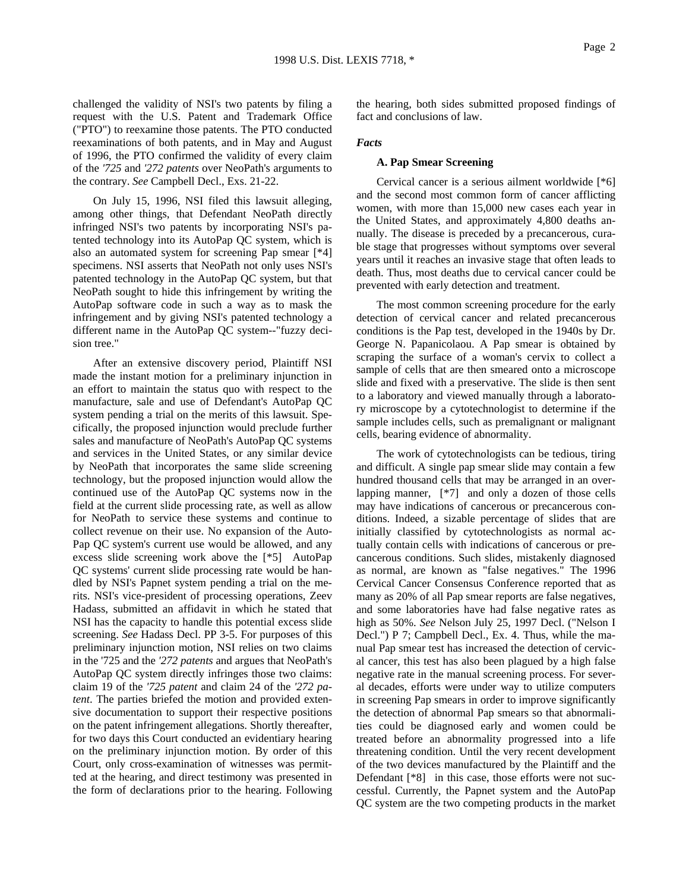challenged the validity of NSI's two patents by filing a request with the U.S. Patent and Trademark Office ("PTO") to reexamine those patents. The PTO conducted reexaminations of both patents, and in May and August of 1996, the PTO confirmed the validity of every claim of the *'725* and *'272 patents* over NeoPath's arguments to the contrary. *See* Campbell Decl., Exs. 21-22.

On July 15, 1996, NSI filed this lawsuit alleging, among other things, that Defendant NeoPath directly infringed NSI's two patents by incorporating NSI's patented technology into its AutoPap QC system, which is also an automated system for screening Pap smear [*4] specimens. NSI asserts that NeoPath not only uses NSI's patented technology in the AutoPap QC system, but that NeoPath sought to hide this infringement by writing the AutoPap software code in such a way as to mask the infringement and by giving NSI's patented technology a different name in the AutoPap QC system--"fuzzy decision tree."

After an extensive discovery period, Plaintiff NSI made the instant motion for a preliminary injunction in an effort to maintain the status quo with respect to the manufacture, sale and use of Defendant's AutoPap QC system pending a trial on the merits of this lawsuit. Specifically, the proposed injunction would preclude further sales and manufacture of NeoPath's AutoPap QC systems and services in the United States, or any similar device by NeoPath that incorporates the same slide screening technology, but the proposed injunction would allow the continued use of the AutoPap QC systems now in the field at the current slide processing rate, as well as allow for NeoPath to service these systems and continue to collect revenue on their use. No expansion of the AutoPap QC system's current use would be allowed, and any excess slide screening work above the [*5] AutoPap QC systems' current slide processing rate would be handled by NSI's Papnet system pending a trial on the merits. NSI's vice-president of processing operations, Zeev Hadass, submitted an affidavit in which he stated that NSI has the capacity to handle this potential excess slide screening. *See* Hadass Decl. PP 3-5. For purposes of this preliminary injunction motion, NSI relies on two claims in the '725 and the *'272 patents* and argues that NeoPath's AutoPap QC system directly infringes those two claims: claim 19 of the *'725 patent* and claim 24 of the *'272 patent*. The parties briefed the motion and provided extensive documentation to support their respective positions on the patent infringement allegations. Shortly thereafter, for two days this Court conducted an evidentiary hearing on the preliminary injunction motion. By order of this Court, only cross-examination of witnesses was permitted at the hearing, and direct testimony was presented in the form of declarations prior to the hearing. Following the hearing, both sides submitted proposed findings of fact and conclusions of law.

***Facts***

**A. Pap Smear Screening**

Cervical cancer is a serious ailment worldwide [*6] and the second most common form of cancer afflicting women, with more than 15,000 new cases each year in the United States, and approximately 4,800 deaths annually. The disease is preceded by a precancerous, curable stage that progresses without symptoms over several years until it reaches an invasive stage that often leads to death. Thus, most deaths due to cervical cancer could be prevented with early detection and treatment.

The most common screening procedure for the early detection of cervical cancer and related precancerous conditions is the Pap test, developed in the 1940s by Dr. George N. Papanicolaou. A Pap smear is obtained by scraping the surface of a woman's cervix to collect a sample of cells that are then smeared onto a microscope slide and fixed with a preservative. The slide is then sent to a laboratory and viewed manually through a laboratory microscope by a cytotechnologist to determine if the sample includes cells, such as premalignant or malignant cells, bearing evidence of abnormality.

The work of cytotechnologists can be tedious, tiring and difficult. A single pap smear slide may contain a few hundred thousand cells that may be arranged in an overlapping manner, [*7] and only a dozen of those cells may have indications of cancerous or precancerous conditions. Indeed, a sizable percentage of slides that are initially classified by cytotechnologists as normal actually contain cells with indications of cancerous or precancerous conditions. Such slides, mistakenly diagnosed as normal, are known as "false negatives." The 1996 Cervical Cancer Consensus Conference reported that as many as 20% of all Pap smear reports are false negatives, and some laboratories have had false negative rates as high as 50%. *See* Nelson July 25, 1997 Decl. ("Nelson I Decl.") P 7; Campbell Decl., Ex. 4. Thus, while the manual Pap smear test has increased the detection of cervical cancer, this test has also been plagued by a high false negative rate in the manual screening process. For several decades, efforts were under way to utilize computers in screening Pap smears in order to improve significantly the detection of abnormal Pap smears so that abnormalities could be diagnosed early and women could be treated before an abnormality progressed into a life threatening condition. Until the very recent development of the two devices manufactured by the Plaintiff and the Defendant [*8] in this case, those efforts were not successful. Currently, the Papnet system and the AutoPap QC system are the two competing products in the market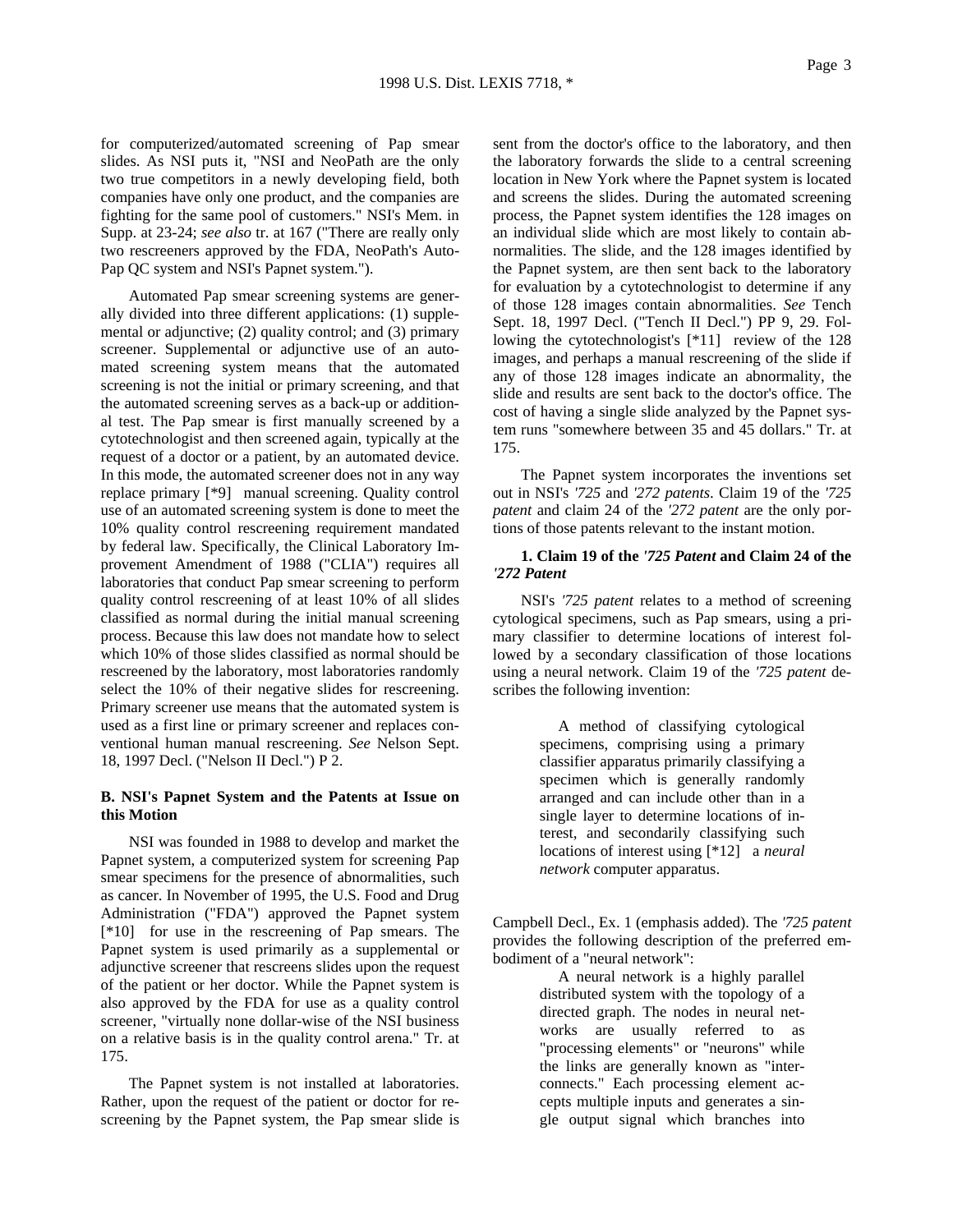for computerized/automated screening of Pap smear slides. As NSI puts it, "NSI and NeoPath are the only two true competitors in a newly developing field, both companies have only one product, and the companies are fighting for the same pool of customers." NSI's Mem. in Supp. at 23-24; *see also* tr. at 167 ("There are really only two rescreeners approved by the FDA, NeoPath's Auto-Pap QC system and NSI's Papnet system.").

Automated Pap smear screening systems are generally divided into three different applications: (1) supplemental or adjunctive; (2) quality control; and (3) primary screener. Supplemental or adjunctive use of an automated screening system means that the automated screening is not the initial or primary screening, and that the automated screening serves as a back-up or additional test. The Pap smear is first manually screened by a cytotechnologist and then screened again, typically at the request of a doctor or a patient, by an automated device. In this mode, the automated screener does not in any way replace primary [*9] manual screening. Quality control use of an automated screening system is done to meet the 10% quality control rescreening requirement mandated by federal law. Specifically, the Clinical Laboratory Improvement Amendment of 1988 ("CLIA") requires all laboratories that conduct Pap smear screening to perform quality control rescreening of at least 10% of all slides classified as normal during the initial manual screening process. Because this law does not mandate how to select which 10% of those slides classified as normal should be rescreened by the laboratory, most laboratories randomly select the 10% of their negative slides for rescreening. Primary screener use means that the automated system is used as a first line or primary screener and replaces conventional human manual rescreening. *See* Nelson Sept. 18, 1997 Decl. ("Nelson II Decl.") P 2.

### B. NSI's Papnet System and the Patents at Issue on this Motion

NSI was founded in 1988 to develop and market the Papnet system, a computerized system for screening Pap smear specimens for the presence of abnormalities, such as cancer. In November of 1995, the U.S. Food and Drug Administration ("FDA") approved the Papnet system [*10] for use in the rescreening of Pap smears. The Papnet system is used primarily as a supplemental or adjunctive screener that rescreens slides upon the request of the patient or her doctor. While the Papnet system is also approved by the FDA for use as a quality control screener, "virtually none dollar-wise of the NSI business on a relative basis is in the quality control arena." Tr. at 175.

The Papnet system is not installed at laboratories. Rather, upon the request of the patient or doctor for rescreening by the Papnet system, the Pap smear slide is sent from the doctor's office to the laboratory, and then the laboratory forwards the slide to a central screening location in New York where the Papnet system is located and screens the slides. During the automated screening process, the Papnet system identifies the 128 images on an individual slide which are most likely to contain abnormalities. The slide, and the 128 images identified by the Papnet system, are then sent back to the laboratory for evaluation by a cytotechnologist to determine if any of those 128 images contain abnormalities. *See* Tench Sept. 18, 1997 Decl. ("Tench II Decl.") PP 9, 29. Following the cytotechnologist's [*11] review of the 128 images, and perhaps a manual rescreening of the slide if any of those 128 images indicate an abnormality, the slide and results are sent back to the doctor's office. The cost of having a single slide analyzed by the Papnet system runs "somewhere between 35 and 45 dollars." Tr. at 175.

The Papnet system incorporates the inventions set out in NSI's *'725* and *'272 patents*. Claim 19 of the *'725 patent* and claim 24 of the *'272 patent* are the only portions of those patents relevant to the instant motion.

#### 1. Claim 19 of the *'725 Patent* and Claim 24 of the *'272 Patent*

NSI's *'725 patent* relates to a method of screening cytological specimens, such as Pap smears, using a primary classifier to determine locations of interest followed by a secondary classification of those locations using a neural network. Claim 19 of the *'725 patent* describes the following invention:

> A method of classifying cytological specimens, comprising using a primary classifier apparatus primarily classifying a specimen which is generally randomly arranged and can include other than in a single layer to determine locations of interest, and secondarily classifying such locations of interest using [*12] a *neural network* computer apparatus.

Campbell Decl., Ex. 1 (emphasis added). The *'725 patent* provides the following description of the preferred embodiment of a "neural network":

> A neural network is a highly parallel distributed system with the topology of a directed graph. The nodes in neural networks are usually referred to as "processing elements" or "neurons" while the links are generally known as "interconnects." Each processing element accepts multiple inputs and generates a single output signal which branches into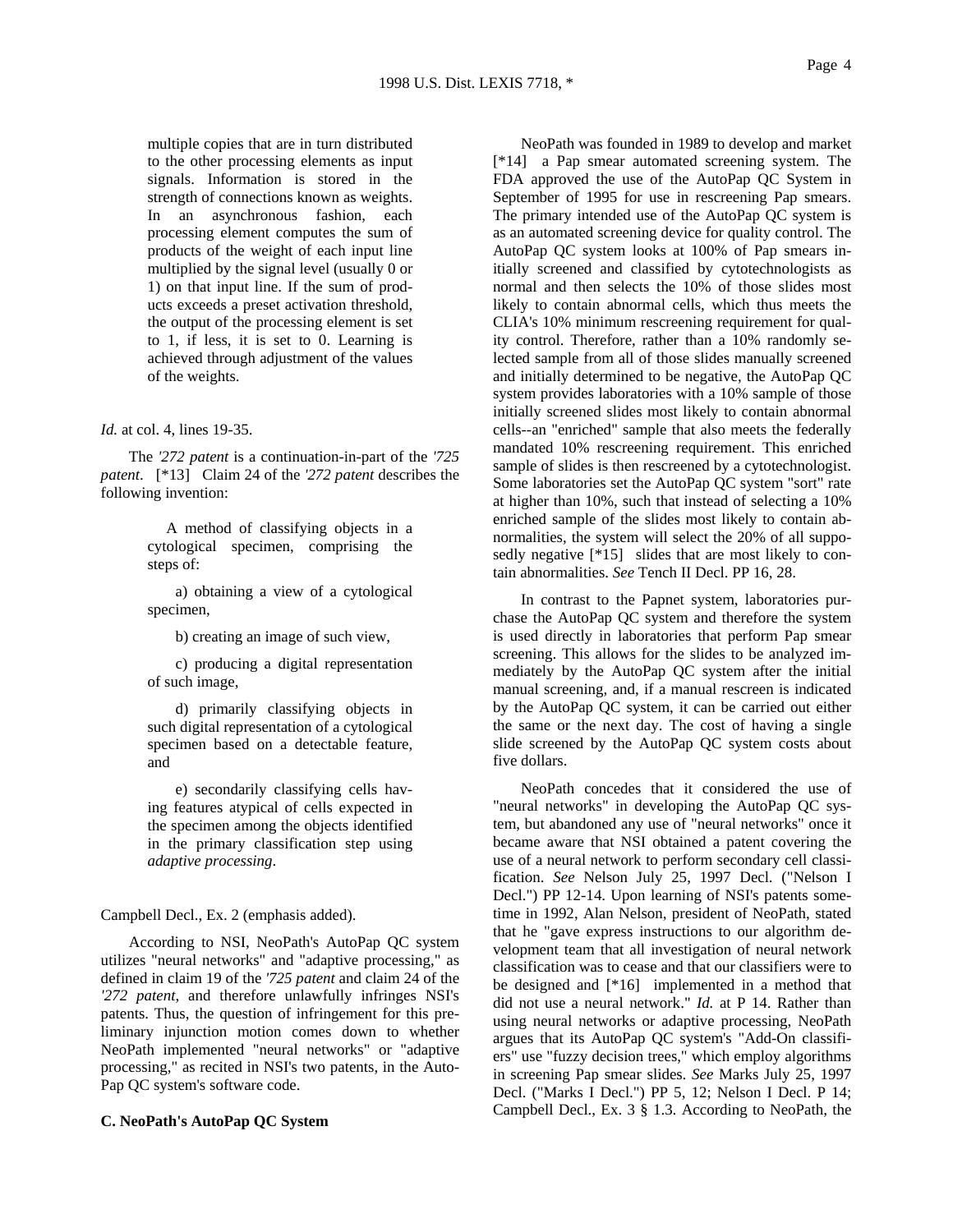multiple copies that are in turn distributed to the other processing elements as input signals. Information is stored in the strength of connections known as weights. In an asynchronous fashion, each processing element computes the sum of products of the weight of each input line multiplied by the signal level (usually 0 or 1) on that input line. If the sum of products exceeds a preset activation threshold, the output of the processing element is set to 1, if less, it is set to 0. Learning is achieved through adjustment of the values of the weights.

*Id.* at col. 4, lines 19-35.

The *'272 patent* is a continuation-in-part of the *'725 patent*. [*13] Claim 24 of the *'272 patent* describes the following invention:

> A method of classifying objects in a cytological specimen, comprising the steps of:
>
> a) obtaining a view of a cytological specimen,
>
> b) creating an image of such view,
>
> c) producing a digital representation of such image,
>
> d) primarily classifying objects in such digital representation of a cytological specimen based on a detectable feature, and
>
> e) secondarily classifying cells having features atypical of cells expected in the specimen among the objects identified in the primary classification step using *adaptive processing*.

Campbell Decl., Ex. 2 (emphasis added).

According to NSI, NeoPath's AutoPap QC system utilizes "neural networks" and "adaptive processing," as defined in claim 19 of the *'725 patent* and claim 24 of the *'272 patent*, and therefore unlawfully infringes NSI's patents. Thus, the question of infringement for this preliminary injunction motion comes down to whether NeoPath implemented "neural networks" or "adaptive processing," as recited in NSI's two patents, in the AutoPap QC system's software code.

**C. NeoPath's AutoPap QC System**

NeoPath was founded in 1989 to develop and market [*14] a Pap smear automated screening system. The FDA approved the use of the AutoPap QC System in September of 1995 for use in rescreening Pap smears. The primary intended use of the AutoPap QC system is as an automated screening device for quality control. The AutoPap QC system looks at 100% of Pap smears initially screened and classified by cytotechnologists as normal and then selects the 10% of those slides most likely to contain abnormal cells, which thus meets the CLIA's 10% minimum rescreening requirement for quality control. Therefore, rather than a 10% randomly selected sample from all of those slides manually screened and initially determined to be negative, the AutoPap QC system provides laboratories with a 10% sample of those initially screened slides most likely to contain abnormal cells--an "enriched" sample that also meets the federally mandated 10% rescreening requirement. This enriched sample of slides is then rescreened by a cytotechnologist. Some laboratories set the AutoPap QC system "sort" rate at higher than 10%, such that instead of selecting a 10% enriched sample of the slides most likely to contain abnormalities, the system will select the 20% of all supposedly negative [*15] slides that are most likely to contain abnormalities. *See* Tench II Decl. PP 16, 28.

In contrast to the Papnet system, laboratories purchase the AutoPap QC system and therefore the system is used directly in laboratories that perform Pap smear screening. This allows for the slides to be analyzed immediately by the AutoPap QC system after the initial manual screening, and, if a manual rescreen is indicated by the AutoPap QC system, it can be carried out either the same or the next day. The cost of having a single slide screened by the AutoPap QC system costs about five dollars.

NeoPath concedes that it considered the use of "neural networks" in developing the AutoPap QC system, but abandoned any use of "neural networks" once it became aware that NSI obtained a patent covering the use of a neural network to perform secondary cell classification. *See* Nelson July 25, 1997 Decl. ("Nelson I Decl.") PP 12-14. Upon learning of NSI's patents sometime in 1992, Alan Nelson, president of NeoPath, stated that he "gave express instructions to our algorithm development team that all investigation of neural network classification was to cease and that our classifiers were to be designed and [*16] implemented in a method that did not use a neural network." *Id.* at P 14. Rather than using neural networks or adaptive processing, NeoPath argues that its AutoPap QC system's "Add-On classifiers" use "fuzzy decision trees," which employ algorithms in screening Pap smear slides. *See* Marks July 25, 1997 Decl. ("Marks I Decl.") PP 5, 12; Nelson I Decl. P 14; Campbell Decl., Ex. 3 § 1.3. According to NeoPath, the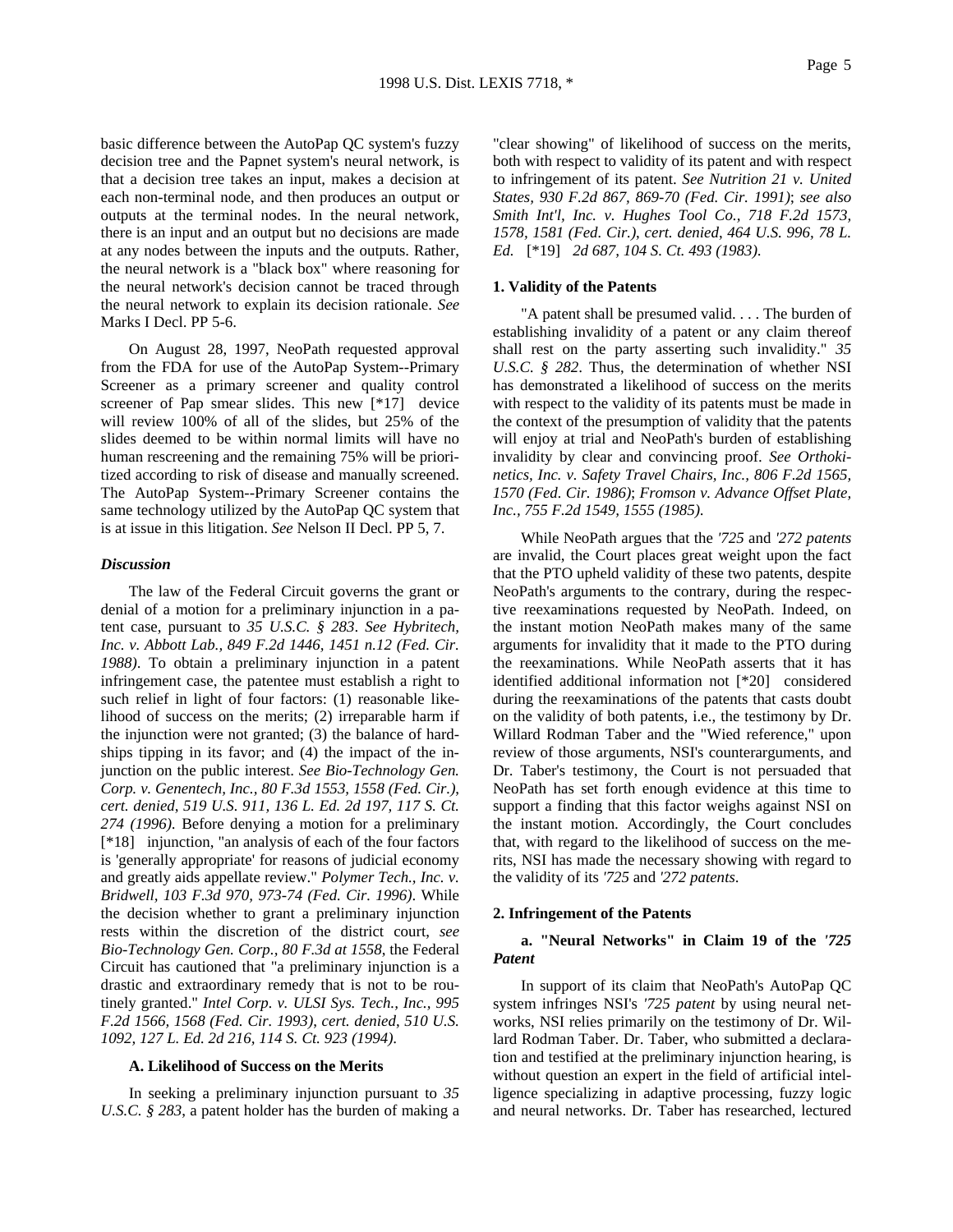basic difference between the AutoPap QC system's fuzzy decision tree and the Papnet system's neural network, is that a decision tree takes an input, makes a decision at each non-terminal node, and then produces an output or outputs at the terminal nodes. In the neural network, there is an input and an output but no decisions are made at any nodes between the inputs and the outputs. Rather, the neural network is a "black box" where reasoning for the neural network's decision cannot be traced through the neural network to explain its decision rationale. *See* Marks I Decl. PP 5-6.

On August 28, 1997, NeoPath requested approval from the FDA for use of the AutoPap System--Primary Screener as a primary screener and quality control screener of Pap smear slides. This new [*17] device will review 100% of all of the slides, but 25% of the slides deemed to be within normal limits will have no human rescreening and the remaining 75% will be prioritized according to risk of disease and manually screened. The AutoPap System--Primary Screener contains the same technology utilized by the AutoPap QC system that is at issue in this litigation. *See* Nelson II Decl. PP 5, 7.

### *Discussion*

The law of the Federal Circuit governs the grant or denial of a motion for a preliminary injunction in a patent case, pursuant to *35 U.S.C. § 283*. *See Hybritech, Inc. v. Abbott Lab., 849 F.2d 1446, 1451 n.12 (Fed. Cir. 1988)*. To obtain a preliminary injunction in a patent infringement case, the patentee must establish a right to such relief in light of four factors: (1) reasonable likelihood of success on the merits; (2) irreparable harm if the injunction were not granted; (3) the balance of hardships tipping in its favor; and (4) the impact of the injunction on the public interest. *See Bio-Technology Gen. Corp. v. Genentech, Inc., 80 F.3d 1553, 1558 (Fed. Cir.), cert. denied, 519 U.S. 911, 136 L. Ed. 2d 197, 117 S. Ct. 274 (1996)*. Before denying a motion for a preliminary [*18] injunction, "an analysis of each of the four factors is 'generally appropriate' for reasons of judicial economy and greatly aids appellate review." *Polymer Tech., Inc. v. Bridwell, 103 F.3d 970, 973-74 (Fed. Cir. 1996)*. While the decision whether to grant a preliminary injunction rests within the discretion of the district court, *see Bio-Technology Gen. Corp., 80 F.3d at 1558*, the Federal Circuit has cautioned that "a preliminary injunction is a drastic and extraordinary remedy that is not to be routinely granted." *Intel Corp. v. ULSI Sys. Tech., Inc., 995 F.2d 1566, 1568 (Fed. Cir. 1993), cert. denied, 510 U.S. 1092, 127 L. Ed. 2d 216, 114 S. Ct. 923 (1994)*.

#### A. Likelihood of Success on the Merits

In seeking a preliminary injunction pursuant to *35 U.S.C. § 283*, a patent holder has the burden of making a "clear showing" of likelihood of success on the merits, both with respect to validity of its patent and with respect to infringement of its patent. *See Nutrition 21 v. United States, 930 F.2d 867, 869-70 (Fed. Cir. 1991)*; *see also Smith Int'l, Inc. v. Hughes Tool Co., 718 F.2d 1573, 1578, 1581 (Fed. Cir.), cert. denied, 464 U.S. 996, 78 L. Ed.* [*19] *2d 687, 104 S. Ct. 493 (1983)*.

#### 1. Validity of the Patents

"A patent shall be presumed valid. . . . The burden of establishing invalidity of a patent or any claim thereof shall rest on the party asserting such invalidity." *35 U.S.C. § 282*. Thus, the determination of whether NSI has demonstrated a likelihood of success on the merits with respect to the validity of its patents must be made in the context of the presumption of validity that the patents will enjoy at trial and NeoPath's burden of establishing invalidity by clear and convincing proof. *See Orthokinetics, Inc. v. Safety Travel Chairs, Inc., 806 F.2d 1565, 1570 (Fed. Cir. 1986)*; *Fromson v. Advance Offset Plate, Inc., 755 F.2d 1549, 1555 (1985)*.

While NeoPath argues that the *'725* and *'272 patents* are invalid, the Court places great weight upon the fact that the PTO upheld validity of these two patents, despite NeoPath's arguments to the contrary, during the respective reexaminations requested by NeoPath. Indeed, on the instant motion NeoPath makes many of the same arguments for invalidity that it made to the PTO during the reexaminations. While NeoPath asserts that it has identified additional information not [*20] considered during the reexaminations of the patents that casts doubt on the validity of both patents, i.e., the testimony by Dr. Willard Rodman Taber and the "Wied reference," upon review of those arguments, NSI's counterarguments, and Dr. Taber's testimony, the Court is not persuaded that NeoPath has set forth enough evidence at this time to support a finding that this factor weighs against NSI on the instant motion. Accordingly, the Court concludes that, with regard to the likelihood of success on the merits, NSI has made the necessary showing with regard to the validity of its *'725* and *'272 patents*.

#### 2. Infringement of the Patents

##### a. "Neural Networks" in Claim 19 of the *'725 Patent*

In support of its claim that NeoPath's AutoPap QC system infringes NSI's *'725 patent* by using neural networks, NSI relies primarily on the testimony of Dr. Willard Rodman Taber. Dr. Taber, who submitted a declaration and testified at the preliminary injunction hearing, is without question an expert in the field of artificial intelligence specializing in adaptive processing, fuzzy logic and neural networks. Dr. Taber has researched, lectured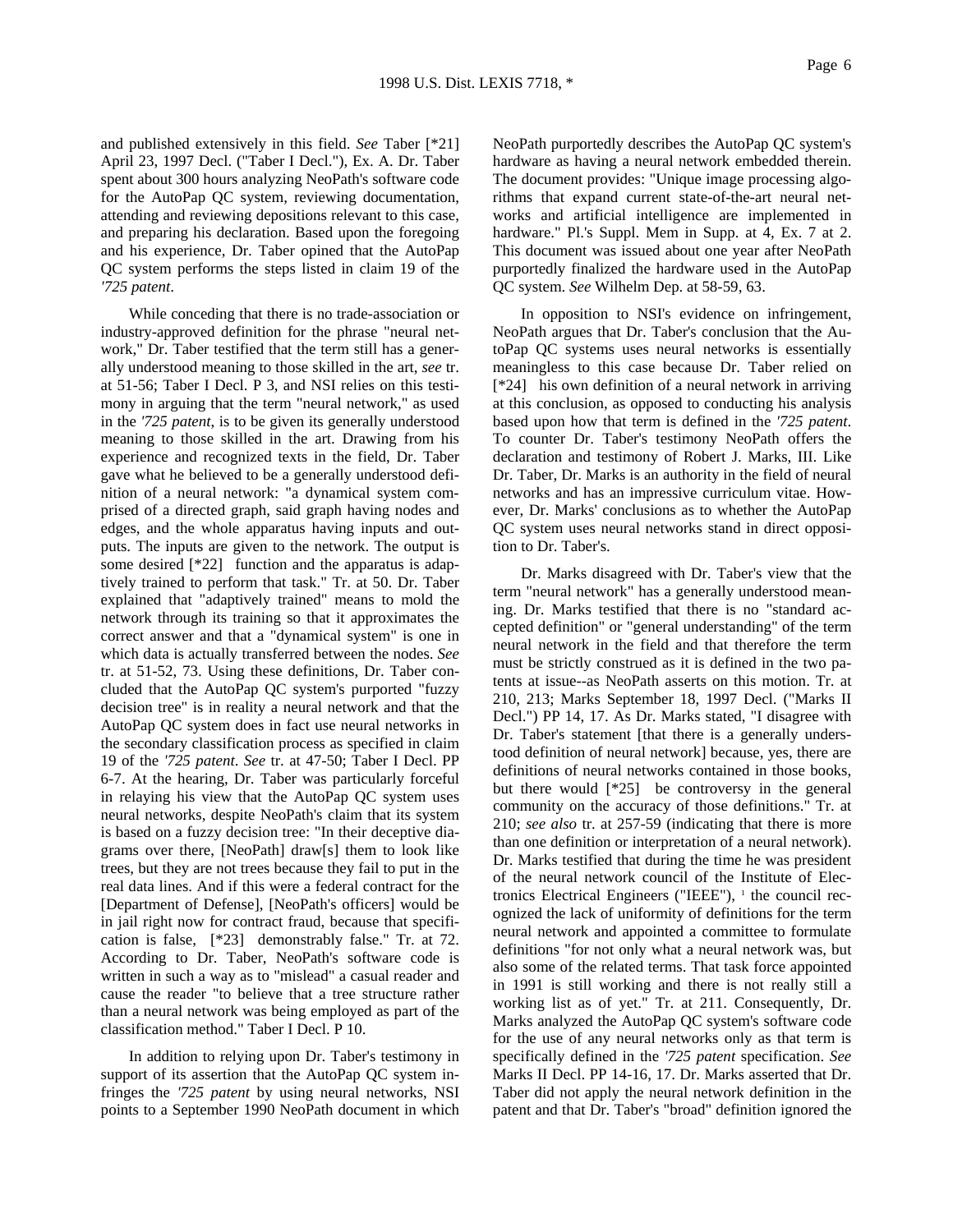and published extensively in this field. *See* Taber [*21] April 23, 1997 Decl. ("Taber I Decl."), Ex. A. Dr. Taber spent about 300 hours analyzing NeoPath's software code for the AutoPap QC system, reviewing documentation, attending and reviewing depositions relevant to this case, and preparing his declaration. Based upon the foregoing and his experience, Dr. Taber opined that the AutoPap QC system performs the steps listed in claim 19 of the *'725 patent*.

While conceding that there is no trade-association or industry-approved definition for the phrase "neural network," Dr. Taber testified that the term still has a generally understood meaning to those skilled in the art, *see* tr. at 51-56; Taber I Decl. P 3, and NSI relies on this testimony in arguing that the term "neural network," as used in the *'725 patent*, is to be given its generally understood meaning to those skilled in the art. Drawing from his experience and recognized texts in the field, Dr. Taber gave what he believed to be a generally understood definition of a neural network: "a dynamical system comprised of a directed graph, said graph having nodes and edges, and the whole apparatus having inputs and outputs. The inputs are given to the network. The output is some desired [*22] function and the apparatus is adaptively trained to perform that task." Tr. at 50. Dr. Taber explained that "adaptively trained" means to mold the network through its training so that it approximates the correct answer and that a "dynamical system" is one in which data is actually transferred between the nodes. *See* tr. at 51-52, 73. Using these definitions, Dr. Taber concluded that the AutoPap QC system's purported "fuzzy decision tree" is in reality a neural network and that the AutoPap QC system does in fact use neural networks in the secondary classification process as specified in claim 19 of the *'725 patent*. *See* tr. at 47-50; Taber I Decl. PP 6-7. At the hearing, Dr. Taber was particularly forceful in relaying his view that the AutoPap QC system uses neural networks, despite NeoPath's claim that its system is based on a fuzzy decision tree: "In their deceptive diagrams over there, [NeoPath] draw[s] them to look like trees, but they are not trees because they fail to put in the real data lines. And if this were a federal contract for the [Department of Defense], [NeoPath's officers] would be in jail right now for contract fraud, because that specification is false, [*23] demonstrably false." Tr. at 72. According to Dr. Taber, NeoPath's software code is written in such a way as to "mislead" a casual reader and cause the reader "to believe that a tree structure rather than a neural network was being employed as part of the classification method." Taber I Decl. P 10.

In addition to relying upon Dr. Taber's testimony in support of its assertion that the AutoPap QC system infringes the *'725 patent* by using neural networks, NSI points to a September 1990 NeoPath document in which NeoPath purportedly describes the AutoPap QC system's hardware as having a neural network embedded therein. The document provides: "Unique image processing algorithms that expand current state-of-the-art neural networks and artificial intelligence are implemented in hardware." Pl.'s Suppl. Mem in Supp. at 4, Ex. 7 at 2. This document was issued about one year after NeoPath purportedly finalized the hardware used in the AutoPap QC system. *See* Wilhelm Dep. at 58-59, 63.

In opposition to NSI's evidence on infringement, NeoPath argues that Dr. Taber's conclusion that the AutoPap QC systems uses neural networks is essentially meaningless to this case because Dr. Taber relied on [*24] his own definition of a neural network in arriving at this conclusion, as opposed to conducting his analysis based upon how that term is defined in the *'725 patent*. To counter Dr. Taber's testimony NeoPath offers the declaration and testimony of Robert J. Marks, III. Like Dr. Taber, Dr. Marks is an authority in the field of neural networks and has an impressive curriculum vitae. However, Dr. Marks' conclusions as to whether the AutoPap QC system uses neural networks stand in direct opposition to Dr. Taber's.

Dr. Marks disagreed with Dr. Taber's view that the term "neural network" has a generally understood meaning. Dr. Marks testified that there is no "standard accepted definition" or "general understanding" of the term neural network in the field and that therefore the term must be strictly construed as it is defined in the two patents at issue--as NeoPath asserts on this motion. Tr. at 210, 213; Marks September 18, 1997 Decl. ("Marks II Decl.") PP 14, 17. As Dr. Marks stated, "I disagree with Dr. Taber's statement [that there is a generally understood definition of neural network] because, yes, there are definitions of neural networks contained in those books, but there would [*25] be controversy in the general community on the accuracy of those definitions." Tr. at 210; *see also* tr. at 257-59 (indicating that there is more than one definition or interpretation of a neural network). Dr. Marks testified that during the time he was president of the neural network council of the Institute of Electronics Electrical Engineers ("IEEE"), [1] the council recognized the lack of uniformity of definitions for the term neural network and appointed a committee to formulate definitions "for not only what a neural network was, but also some of the related terms. That task force appointed in 1991 is still working and there is not really still a working list as of yet." Tr. at 211. Consequently, Dr. Marks analyzed the AutoPap QC system's software code for the use of any neural networks only as that term is specifically defined in the *'725 patent* specification. *See* Marks II Decl. PP 14-16, 17. Dr. Marks asserted that Dr. Taber did not apply the neural network definition in the patent and that Dr. Taber's "broad" definition ignored the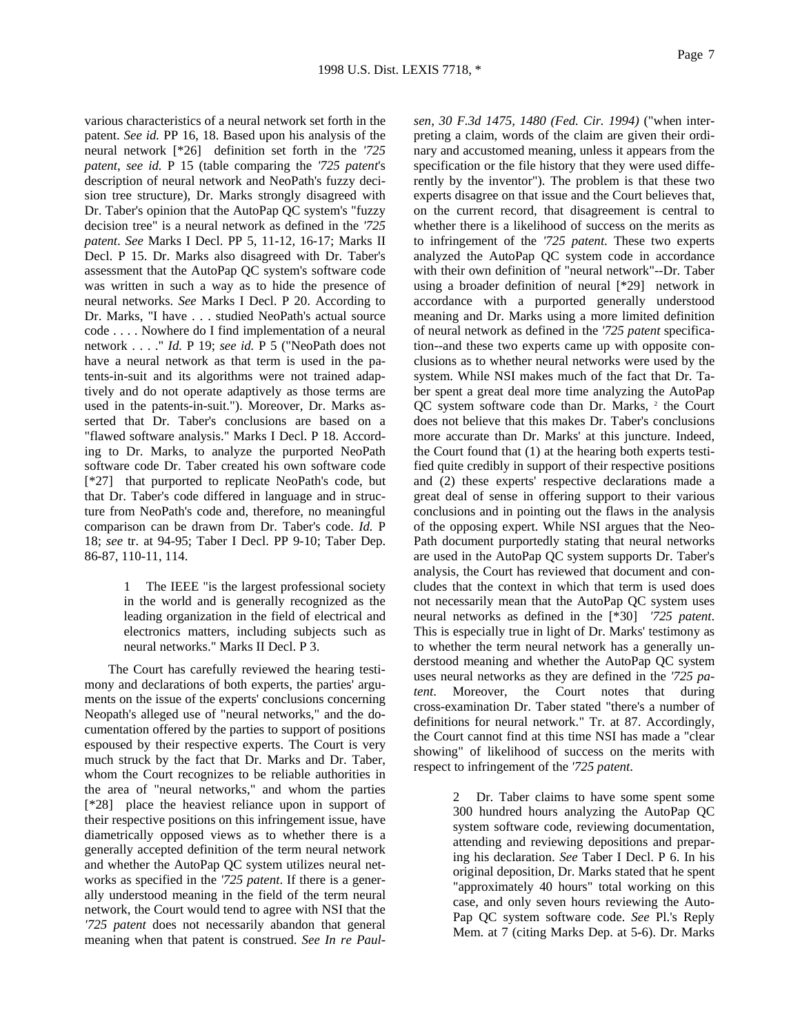various characteristics of a neural network set forth in the patent. *See id.* PP 16, 18. Based upon his analysis of the neural network [*26] definition set forth in the *'725 patent*, *see id.* P 15 (table comparing the *'725 patent*'s description of neural network and NeoPath's fuzzy decision tree structure), Dr. Marks strongly disagreed with Dr. Taber's opinion that the AutoPap QC system's "fuzzy decision tree" is a neural network as defined in the *'725 patent*. *See* Marks I Decl. PP 5, 11-12, 16-17; Marks II Decl. P 15. Dr. Marks also disagreed with Dr. Taber's assessment that the AutoPap QC system's software code was written in such a way as to hide the presence of neural networks. *See* Marks I Decl. P 20. According to Dr. Marks, "I have . . . studied NeoPath's actual source code . . . . Nowhere do I find implementation of a neural network . . . ." *Id.* P 19; *see id.* P 5 ("NeoPath does not have a neural network as that term is used in the patents-in-suit and its algorithms were not trained adaptively and do not operate adaptively as those terms are used in the patents-in-suit."). Moreover, Dr. Marks asserted that Dr. Taber's conclusions are based on a "flawed software analysis." Marks I Decl. P 18. According to Dr. Marks, to analyze the purported NeoPath software code Dr. Taber created his own software code [*27] that purported to replicate NeoPath's code, but that Dr. Taber's code differed in language and in structure from NeoPath's code and, therefore, no meaningful comparison can be drawn from Dr. Taber's code. *Id.* P 18; *see* tr. at 94-95; Taber I Decl. PP 9-10; Taber Dep. 86-87, 110-11, 114.

> 1 The IEEE "is the largest professional society in the world and is generally recognized as the leading organization in the field of electrical and electronics matters, including subjects such as neural networks." Marks II Decl. P 3.

The Court has carefully reviewed the hearing testimony and declarations of both experts, the parties' arguments on the issue of the experts' conclusions concerning Neopath's alleged use of "neural networks," and the documentation offered by the parties to support of positions espoused by their respective experts. The Court is very much struck by the fact that Dr. Marks and Dr. Taber, whom the Court recognizes to be reliable authorities in the area of "neural networks," and whom the parties [*28] place the heaviest reliance upon in support of their respective positions on this infringement issue, have diametrically opposed views as to whether there is a generally accepted definition of the term neural network and whether the AutoPap QC system utilizes neural networks as specified in the *'725 patent*. If there is a generally understood meaning in the field of the term neural network, the Court would tend to agree with NSI that the *'725 patent* does not necessarily abandon that general meaning when that patent is construed. *See In re Paulsen, 30 F.3d 1475, 1480 (Fed. Cir. 1994)* ("when interpreting a claim, words of the claim are given their ordinary and accustomed meaning, unless it appears from the specification or the file history that they were used differently by the inventor"). The problem is that these two experts disagree on that issue and the Court believes that, on the current record, that disagreement is central to whether there is a likelihood of success on the merits as to infringement of the *'725 patent*. These two experts analyzed the AutoPap QC system code in accordance with their own definition of "neural network"--Dr. Taber using a broader definition of neural [*29] network in accordance with a purported generally understood meaning and Dr. Marks using a more limited definition of neural network as defined in the *'725 patent* specification--and these two experts came up with opposite conclusions as to whether neural networks were used by the system. While NSI makes much of the fact that Dr. Taber spent a great deal more time analyzing the AutoPap QC system software code than Dr. Marks, [2] the Court does not believe that this makes Dr. Taber's conclusions more accurate than Dr. Marks' at this juncture. Indeed, the Court found that (1) at the hearing both experts testified quite credibly in support of their respective positions and (2) these experts' respective declarations made a great deal of sense in offering support to their various conclusions and in pointing out the flaws in the analysis of the opposing expert. While NSI argues that the NeoPath document purportedly stating that neural networks are used in the AutoPap QC system supports Dr. Taber's analysis, the Court has reviewed that document and concludes that the context in which that term is used does not necessarily mean that the AutoPap QC system uses neural networks as defined in the [*30] *'725 patent*. This is especially true in light of Dr. Marks' testimony as to whether the term neural network has a generally understood meaning and whether the AutoPap QC system uses neural networks as they are defined in the *'725 patent*. Moreover, the Court notes that during cross-examination Dr. Taber stated "there's a number of definitions for neural network." Tr. at 87. Accordingly, the Court cannot find at this time NSI has made a "clear showing" of likelihood of success on the merits with respect to infringement of the *'725 patent*.

> 2 Dr. Taber claims to have some spent some 300 hundred hours analyzing the AutoPap QC system software code, reviewing documentation, attending and reviewing depositions and preparing his declaration. *See* Taber I Decl. P 6. In his original deposition, Dr. Marks stated that he spent "approximately 40 hours" total working on this case, and only seven hours reviewing the AutoPap QC system software code. *See* Pl.'s Reply Mem. at 7 (citing Marks Dep. at 5-6). Dr. Marks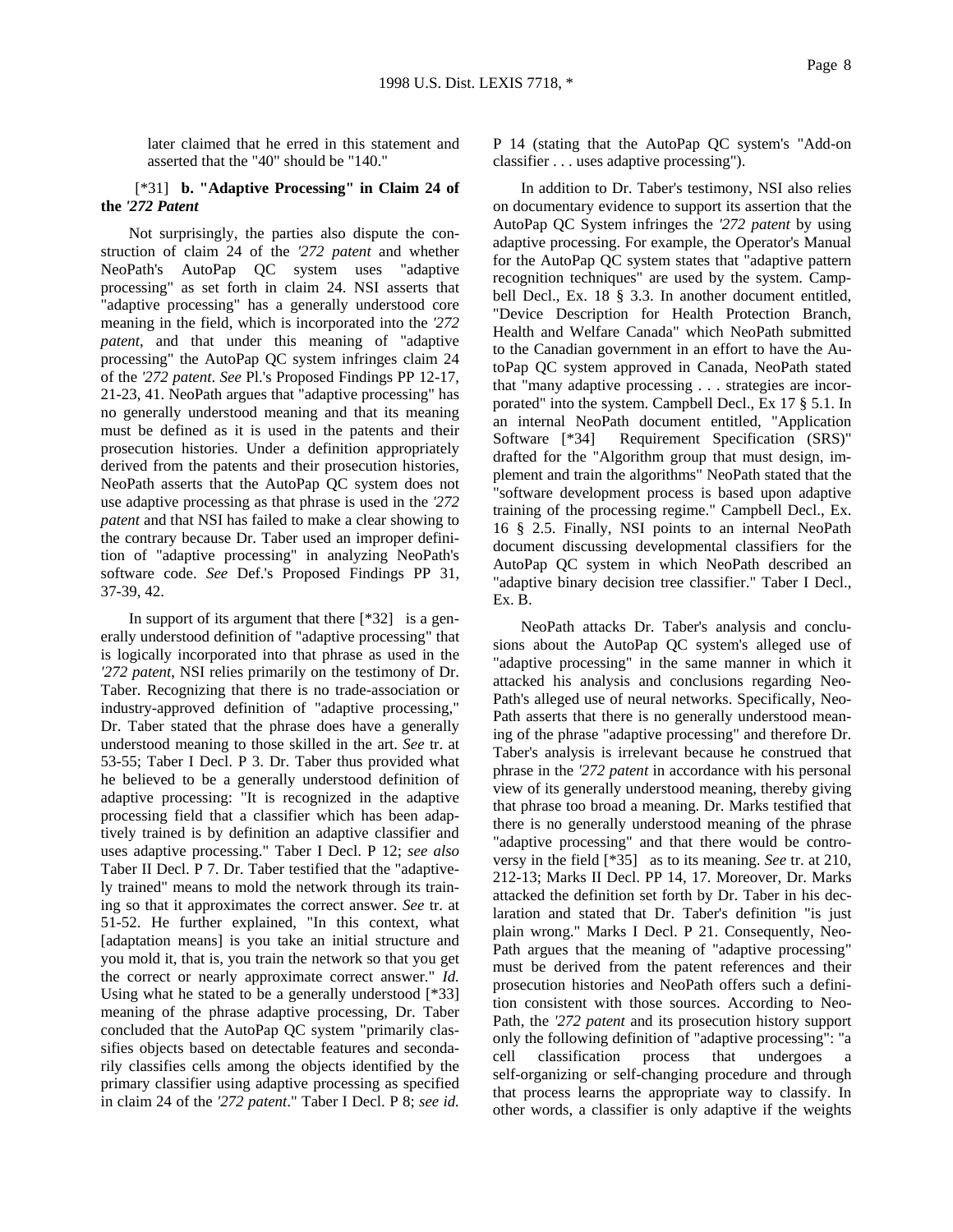later claimed that he erred in this statement and asserted that the "40" should be "140."

[*31] **b. "Adaptive Processing" in Claim 24 of the *'272 Patent***

Not surprisingly, the parties also dispute the construction of claim 24 of the *'272 patent* and whether NeoPath's AutoPap QC system uses "adaptive processing" as set forth in claim 24. NSI asserts that "adaptive processing" has a generally understood core meaning in the field, which is incorporated into the *'272 patent*, and that under this meaning of "adaptive processing" the AutoPap QC system infringes claim 24 of the *'272 patent*. *See* Pl.'s Proposed Findings PP 12-17, 21-23, 41. NeoPath argues that "adaptive processing" has no generally understood meaning and that its meaning must be defined as it is used in the patents and their prosecution histories. Under a definition appropriately derived from the patents and their prosecution histories, NeoPath asserts that the AutoPap QC system does not use adaptive processing as that phrase is used in the *'272 patent* and that NSI has failed to make a clear showing to the contrary because Dr. Taber used an improper definition of "adaptive processing" in analyzing NeoPath's software code. *See* Def.'s Proposed Findings PP 31, 37-39, 42.

In support of its argument that there [*32] is a generally understood definition of "adaptive processing" that is logically incorporated into that phrase as used in the *'272 patent*, NSI relies primarily on the testimony of Dr. Taber. Recognizing that there is no trade-association or industry-approved definition of "adaptive processing," Dr. Taber stated that the phrase does have a generally understood meaning to those skilled in the art. *See* tr. at 53-55; Taber I Decl. P 3. Dr. Taber thus provided what he believed to be a generally understood definition of adaptive processing: "It is recognized in the adaptive processing field that a classifier which has been adaptively trained is by definition an adaptive classifier and uses adaptive processing." Taber I Decl. P 12; *see also* Taber II Decl. P 7. Dr. Taber testified that the "adaptively trained" means to mold the network through its training so that it approximates the correct answer. *See* tr. at 51-52. He further explained, "In this context, what [adaptation means] is you take an initial structure and you mold it, that is, you train the network so that you get the correct or nearly approximate correct answer." *Id.* Using what he stated to be a generally understood [*33] meaning of the phrase adaptive processing, Dr. Taber concluded that the AutoPap QC system "primarily classifies objects based on detectable features and secondarily classifies cells among the objects identified by the primary classifier using adaptive processing as specified in claim 24 of the *'272 patent*." Taber I Decl. P 8; *see id.* P 14 (stating that the AutoPap QC system's "Add-on classifier . . . uses adaptive processing").

In addition to Dr. Taber's testimony, NSI also relies on documentary evidence to support its assertion that the AutoPap QC System infringes the *'272 patent* by using adaptive processing. For example, the Operator's Manual for the AutoPap QC system states that "adaptive pattern recognition techniques" are used by the system. Campbell Decl., Ex. 18 § 3.3. In another document entitled, "Device Description for Health Protection Branch, Health and Welfare Canada" which NeoPath submitted to the Canadian government in an effort to have the AutoPap QC system approved in Canada, NeoPath stated that "many adaptive processing . . . strategies are incorporated" into the system. Campbell Decl., Ex 17 § 5.1. In an internal NeoPath document entitled, "Application Software [*34] Requirement Specification (SRS)" drafted for the "Algorithm group that must design, implement and train the algorithms" NeoPath stated that the "software development process is based upon adaptive training of the processing regime." Campbell Decl., Ex. 16 § 2.5. Finally, NSI points to an internal NeoPath document discussing developmental classifiers for the AutoPap QC system in which NeoPath described an "adaptive binary decision tree classifier." Taber I Decl., Ex. B.

NeoPath attacks Dr. Taber's analysis and conclusions about the AutoPap QC system's alleged use of "adaptive processing" in the same manner in which it attacked his analysis and conclusions regarding NeoPath's alleged use of neural networks. Specifically, NeoPath asserts that there is no generally understood meaning of the phrase "adaptive processing" and therefore Dr. Taber's analysis is irrelevant because he construed that phrase in the *'272 patent* in accordance with his personal view of its generally understood meaning, thereby giving that phrase too broad a meaning. Dr. Marks testified that there is no generally understood meaning of the phrase "adaptive processing" and that there would be controversy in the field [*35] as to its meaning. *See* tr. at 210, 212-13; Marks II Decl. PP 14, 17. Moreover, Dr. Marks attacked the definition set forth by Dr. Taber in his declaration and stated that Dr. Taber's definition "is just plain wrong." Marks I Decl. P 21. Consequently, NeoPath argues that the meaning of "adaptive processing" must be derived from the patent references and their prosecution histories and NeoPath offers such a definition consistent with those sources. According to NeoPath, the *'272 patent* and its prosecution history support only the following definition of "adaptive processing": "a cell classification process that undergoes a self-organizing or self-changing procedure and through that process learns the appropriate way to classify. In other words, a classifier is only adaptive if the weights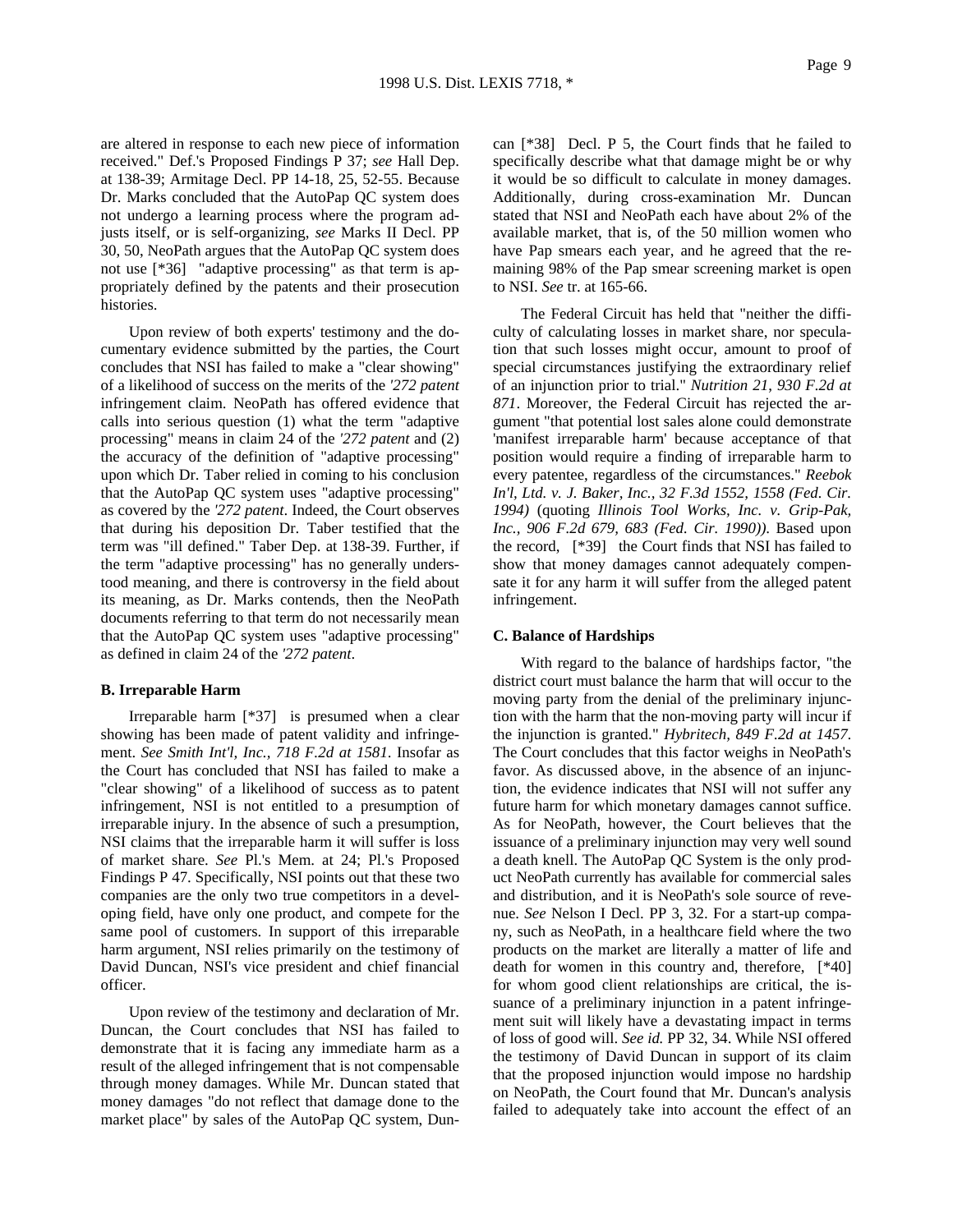are altered in response to each new piece of information received." Def.'s Proposed Findings P 37; *see* Hall Dep. at 138-39; Armitage Decl. PP 14-18, 25, 52-55. Because Dr. Marks concluded that the AutoPap QC system does not undergo a learning process where the program adjusts itself, or is self-organizing, *see* Marks II Decl. PP 30, 50, NeoPath argues that the AutoPap QC system does not use [*36] "adaptive processing" as that term is appropriately defined by the patents and their prosecution histories.

Upon review of both experts' testimony and the documentary evidence submitted by the parties, the Court concludes that NSI has failed to make a "clear showing" of a likelihood of success on the merits of the *'272 patent* infringement claim. NeoPath has offered evidence that calls into serious question (1) what the term "adaptive processing" means in claim 24 of the *'272 patent* and (2) the accuracy of the definition of "adaptive processing" upon which Dr. Taber relied in coming to his conclusion that the AutoPap QC system uses "adaptive processing" as covered by the *'272 patent*. Indeed, the Court observes that during his deposition Dr. Taber testified that the term was "ill defined." Taber Dep. at 138-39. Further, if the term "adaptive processing" has no generally understood meaning, and there is controversy in the field about its meaning, as Dr. Marks contends, then the NeoPath documents referring to that term do not necessarily mean that the AutoPap QC system uses "adaptive processing" as defined in claim 24 of the *'272 patent*.

**B. Irreparable Harm**

Irreparable harm [*37] is presumed when a clear showing has been made of patent validity and infringement. *See Smith Int'l, Inc., 718 F.2d at 1581*. Insofar as the Court has concluded that NSI has failed to make a "clear showing" of a likelihood of success as to patent infringement, NSI is not entitled to a presumption of irreparable injury. In the absence of such a presumption, NSI claims that the irreparable harm it will suffer is loss of market share. *See* Pl.'s Mem. at 24; Pl.'s Proposed Findings P 47. Specifically, NSI points out that these two companies are the only two true competitors in a developing field, have only one product, and compete for the same pool of customers. In support of this irreparable harm argument, NSI relies primarily on the testimony of David Duncan, NSI's vice president and chief financial officer.

Upon review of the testimony and declaration of Mr. Duncan, the Court concludes that NSI has failed to demonstrate that it is facing any immediate harm as a result of the alleged infringement that is not compensable through money damages. While Mr. Duncan stated that money damages "do not reflect that damage done to the market place" by sales of the AutoPap QC system, Duncan [*38] Decl. P 5, the Court finds that he failed to specifically describe what that damage might be or why it would be so difficult to calculate in money damages. Additionally, during cross-examination Mr. Duncan stated that NSI and NeoPath each have about 2% of the available market, that is, of the 50 million women who have Pap smears each year, and he agreed that the remaining 98% of the Pap smear screening market is open to NSI. *See* tr. at 165-66.

The Federal Circuit has held that "neither the difficulty of calculating losses in market share, nor speculation that such losses might occur, amount to proof of special circumstances justifying the extraordinary relief of an injunction prior to trial." *Nutrition 21, 930 F.2d at 871*. Moreover, the Federal Circuit has rejected the argument "that potential lost sales alone could demonstrate 'manifest irreparable harm' because acceptance of that position would require a finding of irreparable harm to every patentee, regardless of the circumstances." *Reebok In'l, Ltd. v. J. Baker, Inc., 32 F.3d 1552, 1558 (Fed. Cir. 1994)* (quoting *Illinois Tool Works, Inc. v. Grip-Pak, Inc., 906 F.2d 679, 683 (Fed. Cir. 1990)*). Based upon the record, [*39] the Court finds that NSI has failed to show that money damages cannot adequately compensate it for any harm it will suffer from the alleged patent infringement.

**C. Balance of Hardships**

With regard to the balance of hardships factor, "the district court must balance the harm that will occur to the moving party from the denial of the preliminary injunction with the harm that the non-moving party will incur if the injunction is granted." *Hybritech, 849 F.2d at 1457*. The Court concludes that this factor weighs in NeoPath's favor. As discussed above, in the absence of an injunction, the evidence indicates that NSI will not suffer any future harm for which monetary damages cannot suffice. As for NeoPath, however, the Court believes that the issuance of a preliminary injunction may very well sound a death knell. The AutoPap QC System is the only product NeoPath currently has available for commercial sales and distribution, and it is NeoPath's sole source of revenue. *See* Nelson I Decl. PP 3, 32. For a start-up company, such as NeoPath, in a healthcare field where the two products on the market are literally a matter of life and death for women in this country and, therefore, [*40] for whom good client relationships are critical, the issuance of a preliminary injunction in a patent infringement suit will likely have a devastating impact in terms of loss of good will. *See id.* PP 32, 34. While NSI offered the testimony of David Duncan in support of its claim that the proposed injunction would impose no hardship on NeoPath, the Court found that Mr. Duncan's analysis failed to adequately take into account the effect of an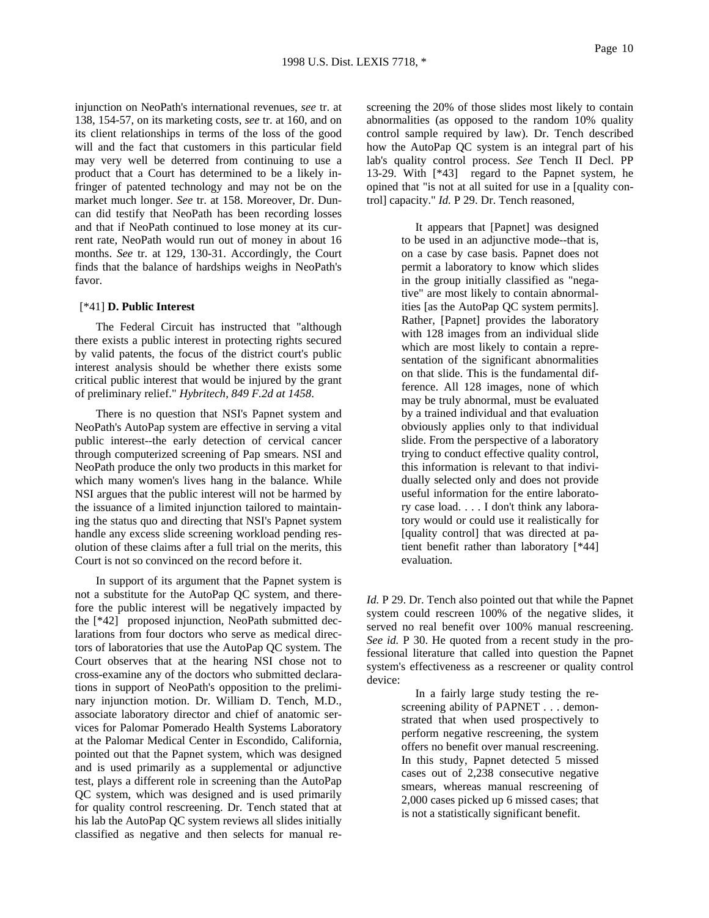injunction on NeoPath's international revenues, *see* tr. at 138, 154-57, on its marketing costs, *see* tr. at 160, and on its client relationships in terms of the loss of the good will and the fact that customers in this particular field may very well be deterred from continuing to use a product that a Court has determined to be a likely infringer of patented technology and may not be on the market much longer. *See* tr. at 158. Moreover, Dr. Duncan did testify that NeoPath has been recording losses and that if NeoPath continued to lose money at its current rate, NeoPath would run out of money in about 16 months. *See* tr. at 129, 130-31. Accordingly, the Court finds that the balance of hardships weighs in NeoPath's favor.

[*41] **D. Public Interest**

The Federal Circuit has instructed that "although there exists a public interest in protecting rights secured by valid patents, the focus of the district court's public interest analysis should be whether there exists some critical public interest that would be injured by the grant of preliminary relief." *Hybritech, 849 F.2d at 1458*.

There is no question that NSI's Papnet system and NeoPath's AutoPap system are effective in serving a vital public interest--the early detection of cervical cancer through computerized screening of Pap smears. NSI and NeoPath produce the only two products in this market for which many women's lives hang in the balance. While NSI argues that the public interest will not be harmed by the issuance of a limited injunction tailored to maintaining the status quo and directing that NSI's Papnet system handle any excess slide screening workload pending resolution of these claims after a full trial on the merits, this Court is not so convinced on the record before it.

In support of its argument that the Papnet system is not a substitute for the AutoPap QC system, and therefore the public interest will be negatively impacted by the [*42] proposed injunction, NeoPath submitted declarations from four doctors who serve as medical directors of laboratories that use the AutoPap QC system. The Court observes that at the hearing NSI chose not to cross-examine any of the doctors who submitted declarations in support of NeoPath's opposition to the preliminary injunction motion. Dr. William D. Tench, M.D., associate laboratory director and chief of anatomic services for Palomar Pomerado Health Systems Laboratory at the Palomar Medical Center in Escondido, California, pointed out that the Papnet system, which was designed and is used primarily as a supplemental or adjunctive test, plays a different role in screening than the AutoPap QC system, which was designed and is used primarily for quality control rescreening. Dr. Tench stated that at his lab the AutoPap QC system reviews all slides initially classified as negative and then selects for manual rescreening the 20% of those slides most likely to contain abnormalities (as opposed to the random 10% quality control sample required by law). Dr. Tench described how the AutoPap QC system is an integral part of his lab's quality control process. *See* Tench II Decl. PP 13-29. With [*43] regard to the Papnet system, he opined that "is not at all suited for use in a [quality control] capacity." *Id.* P 29. Dr. Tench reasoned,

> It appears that [Papnet] was designed to be used in an adjunctive mode--that is, on a case by case basis. Papnet does not permit a laboratory to know which slides in the group initially classified as "negative" are most likely to contain abnormalities [as the AutoPap QC system permits]. Rather, [Papnet] provides the laboratory with 128 images from an individual slide which are most likely to contain a representation of the significant abnormalities on that slide. This is the fundamental difference. All 128 images, none of which may be truly abnormal, must be evaluated by a trained individual and that evaluation obviously applies only to that individual slide. From the perspective of a laboratory trying to conduct effective quality control, this information is relevant to that individually selected only and does not provide useful information for the entire laboratory case load. . . . I don't think any laboratory would or could use it realistically for [quality control] that was directed at patient benefit rather than laboratory [*44] evaluation.

*Id.* P 29. Dr. Tench also pointed out that while the Papnet system could rescreen 100% of the negative slides, it served no real benefit over 100% manual rescreening. *See id.* P 30. He quoted from a recent study in the professional literature that called into question the Papnet system's effectiveness as a rescreener or quality control device:

> In a fairly large study testing the rescreening ability of PAPNET . . . demonstrated that when used prospectively to perform negative rescreening, the system offers no benefit over manual rescreening. In this study, Papnet detected 5 missed cases out of 2,238 consecutive negative smears, whereas manual rescreening of 2,000 cases picked up 6 missed cases; that is not a statistically significant benefit.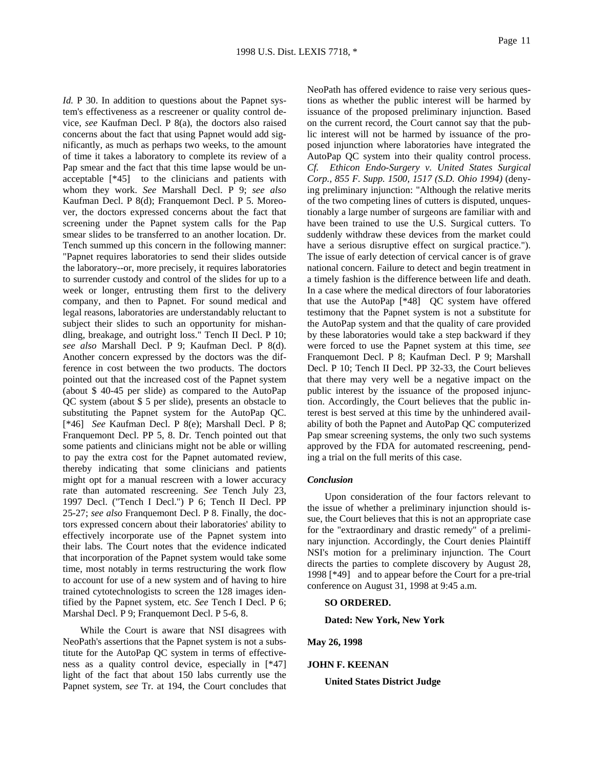*Id.* P 30. In addition to questions about the Papnet system's effectiveness as a rescreener or quality control device, *see* Kaufman Decl. P 8(a), the doctors also raised concerns about the fact that using Papnet would add significantly, as much as perhaps two weeks, to the amount of time it takes a laboratory to complete its review of a Pap smear and the fact that this time lapse would be unacceptable [*45] to the clinicians and patients with whom they work. *See* Marshall Decl. P 9; *see also* Kaufman Decl. P 8(d); Franquemont Decl. P 5. Moreover, the doctors expressed concerns about the fact that screening under the Papnet system calls for the Pap smear slides to be transferred to an another location. Dr. Tench summed up this concern in the following manner: "Papnet requires laboratories to send their slides outside the laboratory--or, more precisely, it requires laboratories to surrender custody and control of the slides for up to a week or longer, entrusting them first to the delivery company, and then to Papnet. For sound medical and legal reasons, laboratories are understandably reluctant to subject their slides to such an opportunity for mishandling, breakage, and outright loss." Tench II Decl. P 10; *see also* Marshall Decl. P 9; Kaufman Decl. P 8(d). Another concern expressed by the doctors was the difference in cost between the two products. The doctors pointed out that the increased cost of the Papnet system (about $ 40-45 per slide) as compared to the AutoPap QC system (about $ 5 per slide), presents an obstacle to substituting the Papnet system for the AutoPap QC. [*46] *See* Kaufman Decl. P 8(e); Marshall Decl. P 8; Franquemont Decl. PP 5, 8. Dr. Tench pointed out that some patients and clinicians might not be able or willing to pay the extra cost for the Papnet automated review, thereby indicating that some clinicians and patients might opt for a manual rescreen with a lower accuracy rate than automated rescreening. *See* Tench July 23, 1997 Decl. ("Tench I Decl.") P 6; Tench II Decl. PP 25-27; *see also* Franquemont Decl. P 8. Finally, the doctors expressed concern about their laboratories' ability to effectively incorporate use of the Papnet system into their labs. The Court notes that the evidence indicated that incorporation of the Papnet system would take some time, most notably in terms restructuring the work flow to account for use of a new system and of having to hire trained cytotechnologists to screen the 128 images identified by the Papnet system, etc. *See* Tench I Decl. P 6; Marshal Decl. P 9; Franquemont Decl. P 5-6, 8.

While the Court is aware that NSI disagrees with NeoPath's assertions that the Papnet system is not a substitute for the AutoPap QC system in terms of effectiveness as a quality control device, especially in [*47] light of the fact that about 150 labs currently use the Papnet system, *see* Tr. at 194, the Court concludes that NeoPath has offered evidence to raise very serious questions as whether the public interest will be harmed by issuance of the proposed preliminary injunction. Based on the current record, the Court cannot say that the public interest will not be harmed by issuance of the proposed injunction where laboratories have integrated the AutoPap QC system into their quality control process. *Cf. Ethicon Endo-Surgery v. United States Surgical Corp., 855 F. Supp. 1500, 1517 (S.D. Ohio 1994)* (denying preliminary injunction: "Although the relative merits of the two competing lines of cutters is disputed, unquestionably a large number of surgeons are familiar with and have been trained to use the U.S. Surgical cutters. To suddenly withdraw these devices from the market could have a serious disruptive effect on surgical practice."). The issue of early detection of cervical cancer is of grave national concern. Failure to detect and begin treatment in a timely fashion is the difference between life and death. In a case where the medical directors of four laboratories that use the AutoPap [*48] QC system have offered testimony that the Papnet system is not a substitute for the AutoPap system and that the quality of care provided by these laboratories would take a step backward if they were forced to use the Papnet system at this time, *see* Franquemont Decl. P 8; Kaufman Decl. P 9; Marshall Decl. P 10; Tench II Decl. PP 32-33, the Court believes that there may very well be a negative impact on the public interest by the issuance of the proposed injunction. Accordingly, the Court believes that the public interest is best served at this time by the unhindered availability of both the Papnet and AutoPap QC computerized Pap smear screening systems, the only two such systems approved by the FDA for automated rescreening, pending a trial on the full merits of this case.

***Conclusion***

Upon consideration of the four factors relevant to the issue of whether a preliminary injunction should issue, the Court believes that this is not an appropriate case for the "extraordinary and drastic remedy" of a preliminary injunction. Accordingly, the Court denies Plaintiff NSI's motion for a preliminary injunction. The Court directs the parties to complete discovery by August 28, 1998 [*49] and to appear before the Court for a pre-trial conference on August 31, 1998 at 9:45 a.m.

**SO ORDERED.**

**Dated: New York, New York**

**May 26, 1998**

**JOHN F. KEENAN**

**United States District Judge**